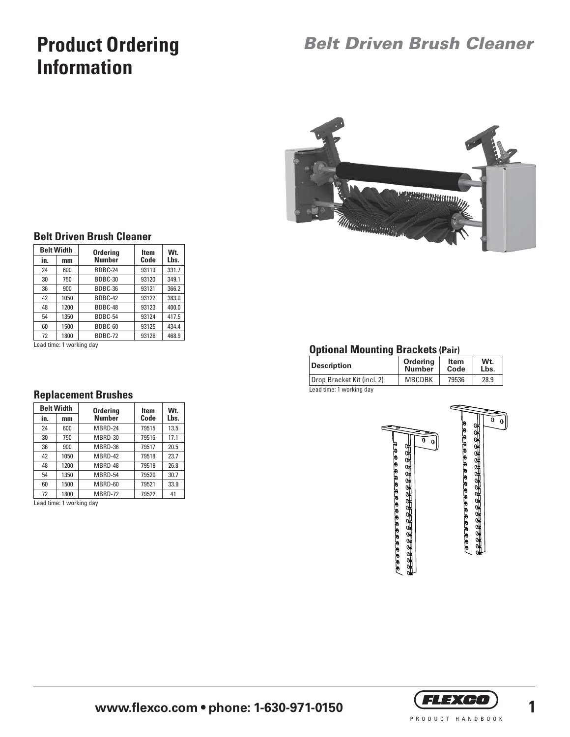# Product Ordering Information

## *Belt Driven Brush Cleaner*

### Belt Driven Brush Cleaner

| Belt Width | | Ordering Number | Item Code | Wt. Lbs. |
|---|---|---|---|---|
| in. | mm | | | |
| 24 | 600 | BDBC-24 | 93119 | 331.7 |
| 30 | 750 | BDBC-30 | 93120 | 349.1 |
| 36 | 900 | BDBC-36 | 93121 | 366.2 |
| 42 | 1050 | BDBC-42 | 93122 | 383.0 |
| 48 | 1200 | BDBC-48 | 93123 | 400.0 |
| 54 | 1350 | BDBC-54 | 93124 | 417.5 |
| 60 | 1500 | BDBC-60 | 93125 | 434.4 |
| 72 | 1800 | BDBC-72 | 93126 | 468.9 |

Lead time: 1 working day

### Optional Mounting Brackets (Pair)

| Description | Ordering Number | Item Code | Wt. Lbs. |
|---|---|---|---|
| Drop Bracket Kit (incl. 2) | MBCDBK | 79536 | 28.9 |

Lead time: 1 working day

### Replacement Brushes

| Belt Width | | Ordering Number | Item Code | Wt. Lbs. |
|---|---|---|---|---|
| in. | mm | | | |
| 24 | 600 | MBRD-24 | 79515 | 13.5 |
| 30 | 750 | MBRD-30 | 79516 | 17.1 |
| 36 | 900 | MBRD-36 | 79517 | 20.5 |
| 42 | 1050 | MBRD-42 | 79518 | 23.7 |
| 48 | 1200 | MBRD-48 | 79519 | 26.8 |
| 54 | 1350 | MBRD-54 | 79520 | 30.7 |
| 60 | 1500 | MBRD-60 | 79521 | 33.9 |
| 72 | 1800 | MBRD-72 | 79522 | 41 |

Lead time: 1 working day

**www.flexco.com • phone: 1-630-971-0150**

FLEXCO PRODUCT HANDBOOK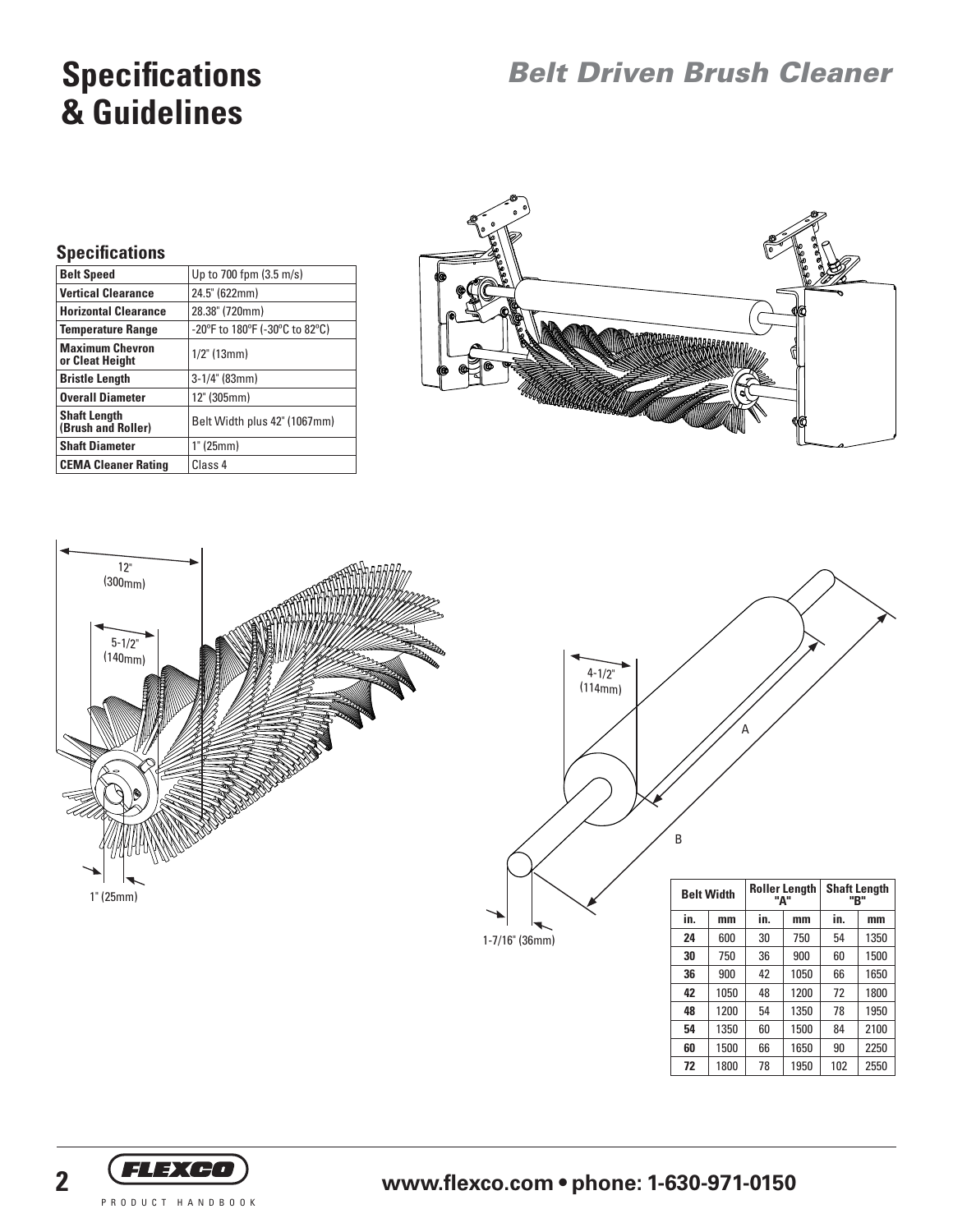# Specifications & Guidelines

## Belt Driven Brush Cleaner

### Specifications

| | |
|---|---|
| **Belt Speed** | Up to 700 fpm (3.5 m/s) |
| **Vertical Clearance** | 24.5" (622mm) |
| **Horizontal Clearance** | 28.38" (720mm) |
| **Temperature Range** | -20°F to 180°F (-30°C to 82°C) |
| **Maximum Chevron or Cleat Height** | 1/2" (13mm) |
| **Bristle Length** | 3-1/4" (83mm) |
| **Overall Diameter** | 12" (305mm) |
| **Shaft Length (Brush and Roller)** | Belt Width plus 42" (1067mm) |
| **Shaft Diameter** | 1" (25mm) |
| **CEMA Cleaner Rating** | Class 4 |

12" (300mm)

5-1/2" (140mm)

1" (25mm)

4-1/2" (114mm)

A

B

1-7/16" (36mm)

| Belt Width | | Roller Length "A" | | Shaft Length "B" | |
|---|---|---|---|---|---|
| in. | mm | in. | mm | in. | mm |
| **24** | 600 | 30 | 750 | 54 | 1350 |
| **30** | 750 | 36 | 900 | 60 | 1500 |
| **36** | 900 | 42 | 1050 | 66 | 1650 |
| **42** | 1050 | 48 | 1200 | 72 | 1800 |
| **48** | 1200 | 54 | 1350 | 78 | 1950 |
| **54** | 1350 | 60 | 1500 | 84 | 2100 |
| **60** | 1500 | 66 | 1650 | 90 | 2250 |
| **72** | 1800 | 78 | 1950 | 102 | 2550 |

FLEXCO PRODUCT HANDBOOK

**www.flexco.com • phone: 1-630-971-0150**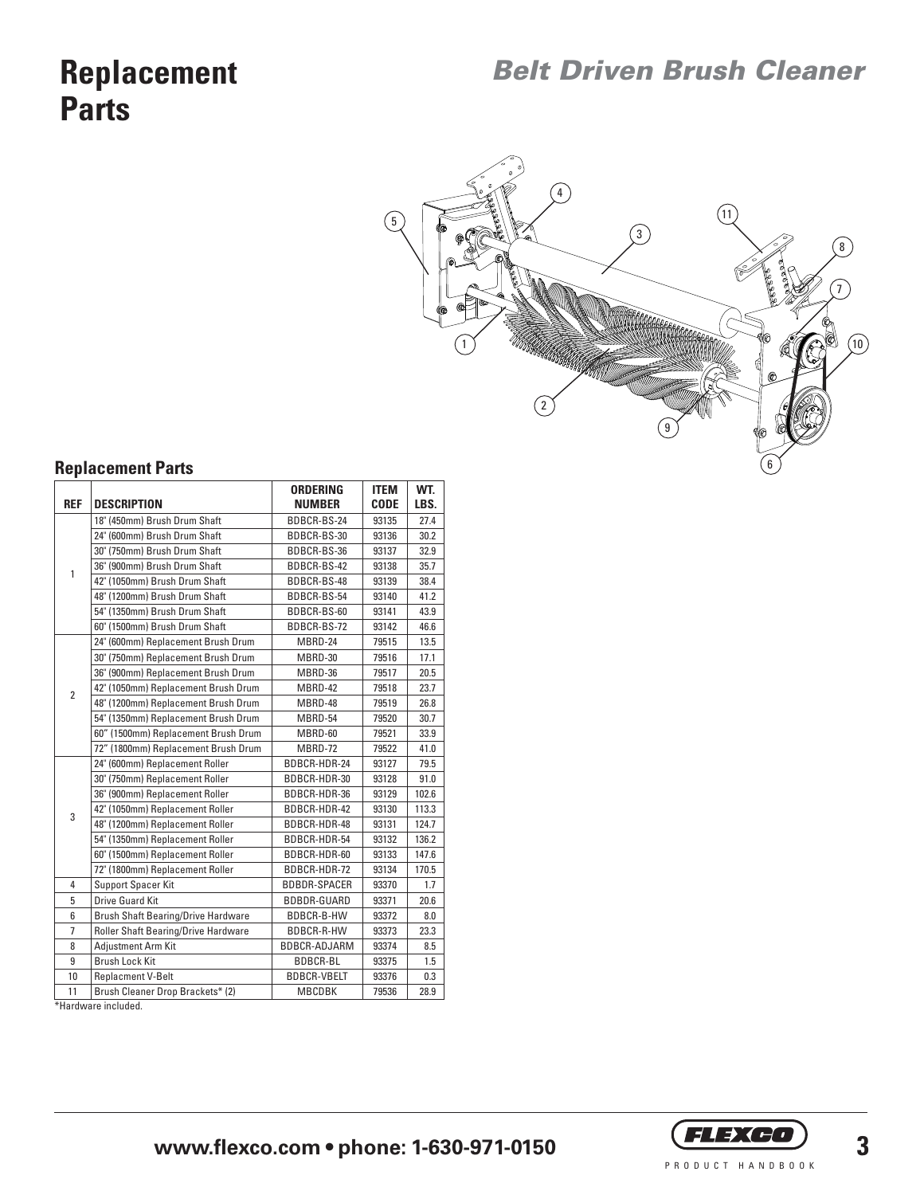# Replacement Parts

## Belt Driven Brush Cleaner

1
2
3
4
5
6
7
8
9
10
11

### Replacement Parts

| REF | DESCRIPTION | ORDERING NUMBER | ITEM CODE | WT. LBS. |
|---|---|---|---|---|
| 1 | 18" (450mm) Brush Drum Shaft | BDBCR-BS-24 | 93135 | 27.4 |
| | 24" (600mm) Brush Drum Shaft | BDBCR-BS-30 | 93136 | 30.2 |
| | 30" (750mm) Brush Drum Shaft | BDBCR-BS-36 | 93137 | 32.9 |
| | 36" (900mm) Brush Drum Shaft | BDBCR-BS-42 | 93138 | 35.7 |
| | 42" (1050mm) Brush Drum Shaft | BDBCR-BS-48 | 93139 | 38.4 |
| | 48" (1200mm) Brush Drum Shaft | BDBCR-BS-54 | 93140 | 41.2 |
| | 54" (1350mm) Brush Drum Shaft | BDBCR-BS-60 | 93141 | 43.9 |
| | 60" (1500mm) Brush Drum Shaft | BDBCR-BS-72 | 93142 | 46.6 |
| 2 | 24" (600mm) Replacement Brush Drum | MBRD-24 | 79515 | 13.5 |
| | 30" (750mm) Replacement Brush Drum | MBRD-30 | 79516 | 17.1 |
| | 36" (900mm) Replacement Brush Drum | MBRD-36 | 79517 | 20.5 |
| | 42" (1050mm) Replacement Brush Drum | MBRD-42 | 79518 | 23.7 |
| | 48" (1200mm) Replacement Brush Drum | MBRD-48 | 79519 | 26.8 |
| | 54" (1350mm) Replacement Brush Drum | MBRD-54 | 79520 | 30.7 |
| | 60" (1500mm) Replacement Brush Drum | MBRD-60 | 79521 | 33.9 |
| | 72" (1800mm) Replacement Brush Drum | MBRD-72 | 79522 | 41.0 |
| 3 | 24" (600mm) Replacement Roller | BDBCR-HDR-24 | 93127 | 79.5 |
| | 30" (750mm) Replacement Roller | BDBCR-HDR-30 | 93128 | 91.0 |
| | 36" (900mm) Replacement Roller | BDBCR-HDR-36 | 93129 | 102.6 |
| | 42" (1050mm) Replacement Roller | BDBCR-HDR-42 | 93130 | 113.3 |
| | 48" (1200mm) Replacement Roller | BDBCR-HDR-48 | 93131 | 124.7 |
| | 54" (1350mm) Replacement Roller | BDBCR-HDR-54 | 93132 | 136.2 |
| | 60" (1500mm) Replacement Roller | BDBCR-HDR-60 | 93133 | 147.6 |
| | 72" (1800mm) Replacement Roller | BDBCR-HDR-72 | 93134 | 170.5 |
| 4 | Support Spacer Kit | BDBDR-SPACER | 93370 | 1.7 |
| 5 | Drive Guard Kit | BDBDR-GUARD | 93371 | 20.6 |
| 6 | Brush Shaft Bearing/Drive Hardware | BDBCR-B-HW | 93372 | 8.0 |
| 7 | Roller Shaft Bearing/Drive Hardware | BDBCR-R-HW | 93373 | 23.3 |
| 8 | Adjustment Arm Kit | BDBCR-ADJARM | 93374 | 8.5 |
| 9 | Brush Lock Kit | BDBCR-BL | 93375 | 1.5 |
| 10 | Replacment V-Belt | BDBCR-VBELT | 93376 | 0.3 |
| 11 | Brush Cleaner Drop Brackets* (2) | MBCDBK | 79536 | 28.9 |

*Hardware included.

**www.flexco.com • phone: 1-630-971-0150**

FLEXCO PRODUCT HANDBOOK